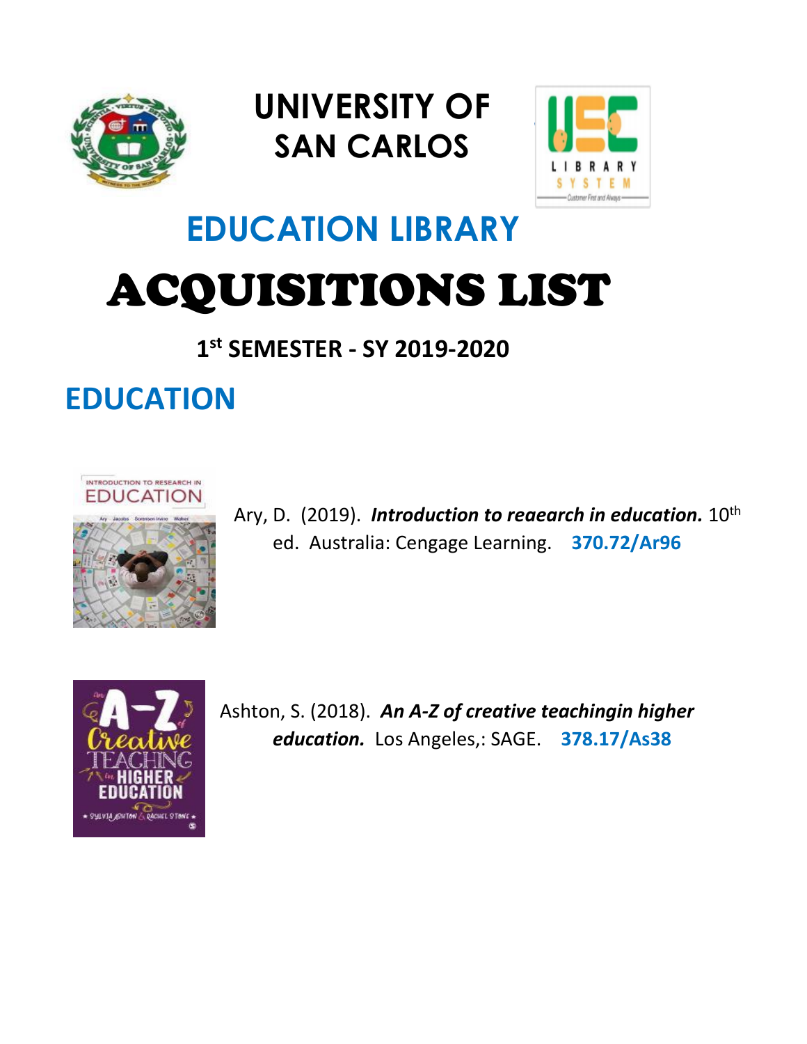# UNIVERSITY OF SAN CARLOS

## EDUCATION LIBRARY

# ACQUISITIONS LIST

### 1st SEMESTER - SY 2019-2020

## EDUCATION

Ary, D. (2019). ***Introduction to reaearch in education.*** 10th ed. Australia: Cengage Learning. **370.72/Ar96**

Ashton, S. (2018). ***An A-Z of creative teachingin higher education.*** Los Angeles,: SAGE. **378.17/As38**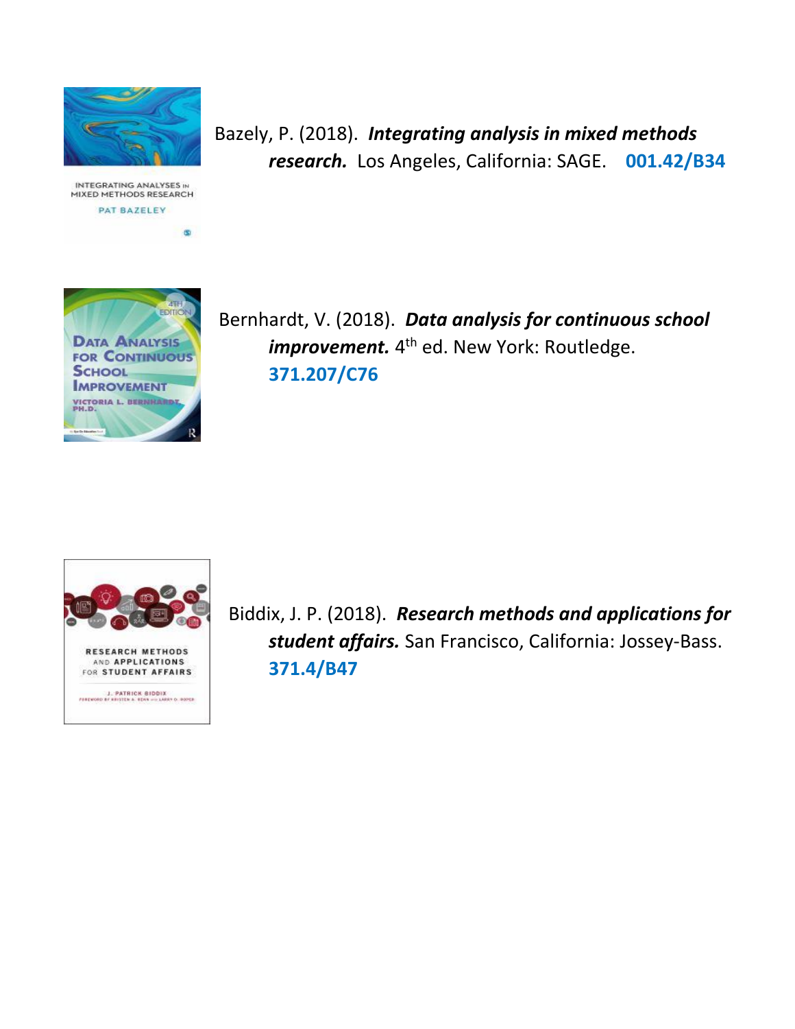Bazely, P. (2018). ***Integrating analysis in mixed methods research.*** Los Angeles, California: SAGE. **001.42/B34**

Bernhardt, V. (2018). ***Data analysis for continuous school improvement.*** 4th ed. New York: Routledge. **371.207/C76**

Biddix, J. P. (2018). ***Research methods and applications for student affairs.*** San Francisco, California: Jossey-Bass. **371.4/B47**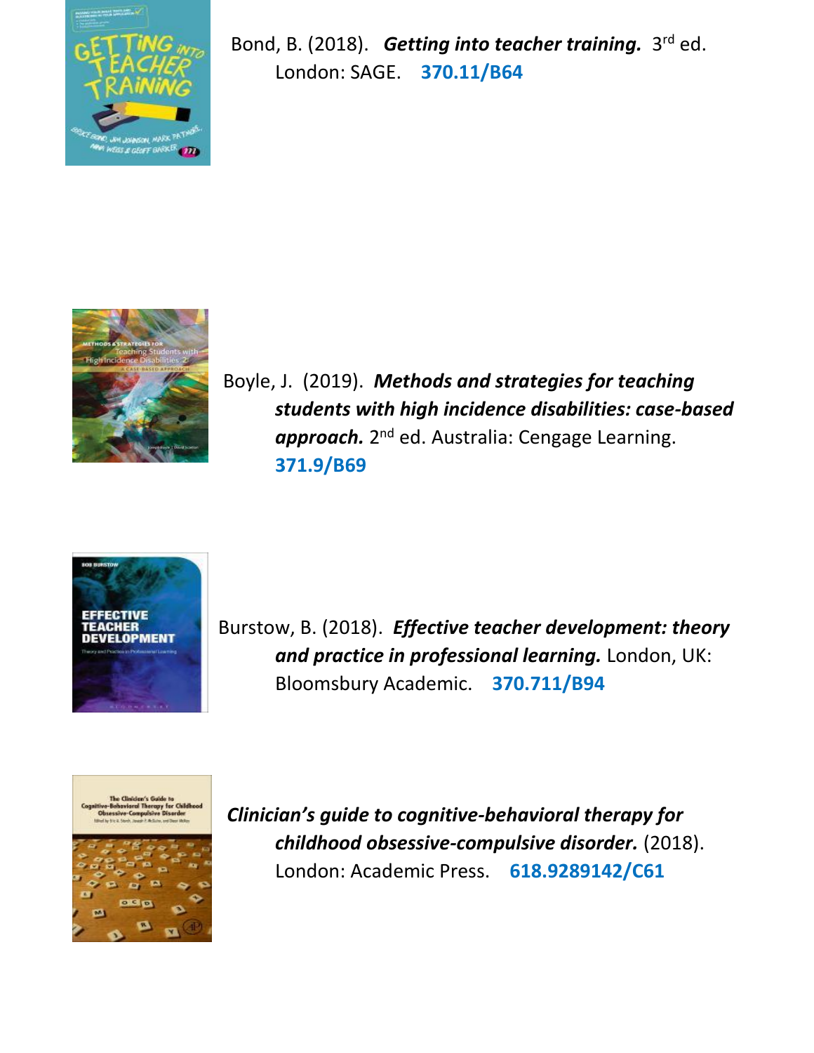Bond, B. (2018). ***Getting into teacher training.*** 3rd ed. London: SAGE. **370.11/B64**

Boyle, J. (2019). ***Methods and strategies for teaching students with high incidence disabilities: case-based approach.*** 2nd ed. Australia: Cengage Learning. **371.9/B69**

Burstow, B. (2018). ***Effective teacher development: theory and practice in professional learning.*** London, UK: Bloomsbury Academic. **370.711/B94**

***Clinician's guide to cognitive-behavioral therapy for childhood obsessive-compulsive disorder.*** (2018). London: Academic Press. **618.9289142/C61**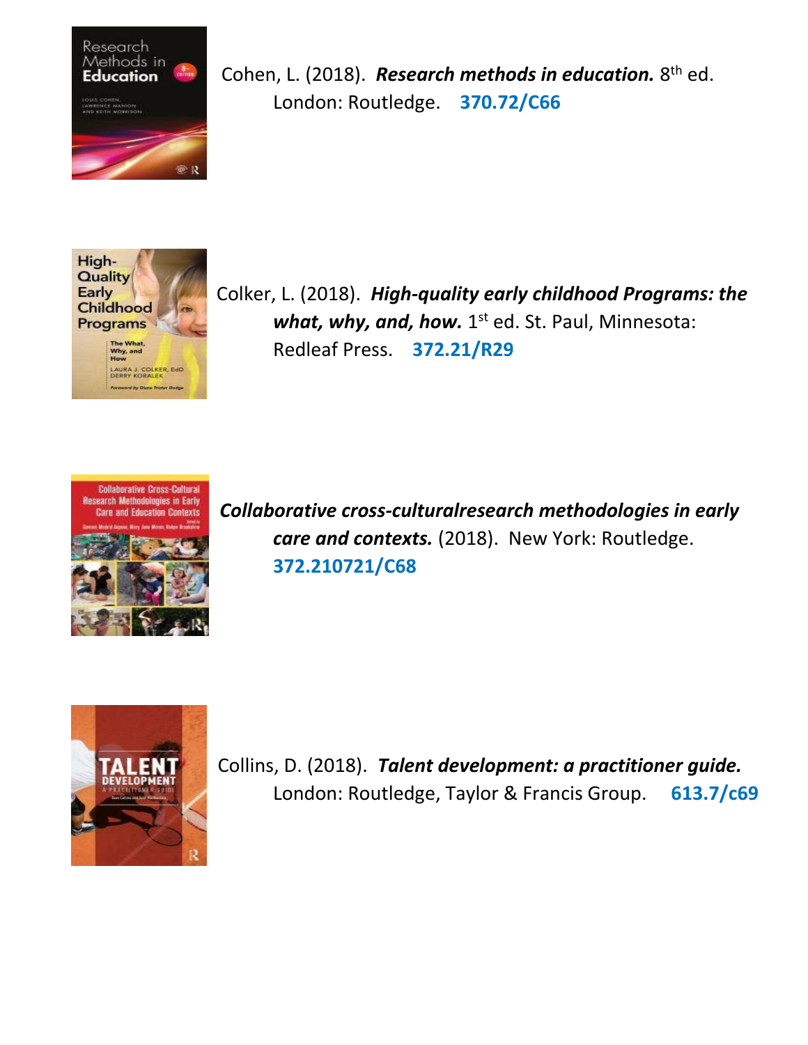Cohen, L. (2018). ***Research methods in education.*** 8th ed. London: Routledge. **370.72/C66**

Colker, L. (2018). ***High-quality early childhood Programs: the what, why, and, how.*** 1st ed. St. Paul, Minnesota: Redleaf Press. **372.21/R29**

***Collaborative cross-culturalresearch methodologies in early care and contexts.*** (2018). New York: Routledge. **372.210721/C68**

Collins, D. (2018). ***Talent development: a practitioner guide.*** London: Routledge, Taylor & Francis Group. **613.7/c69**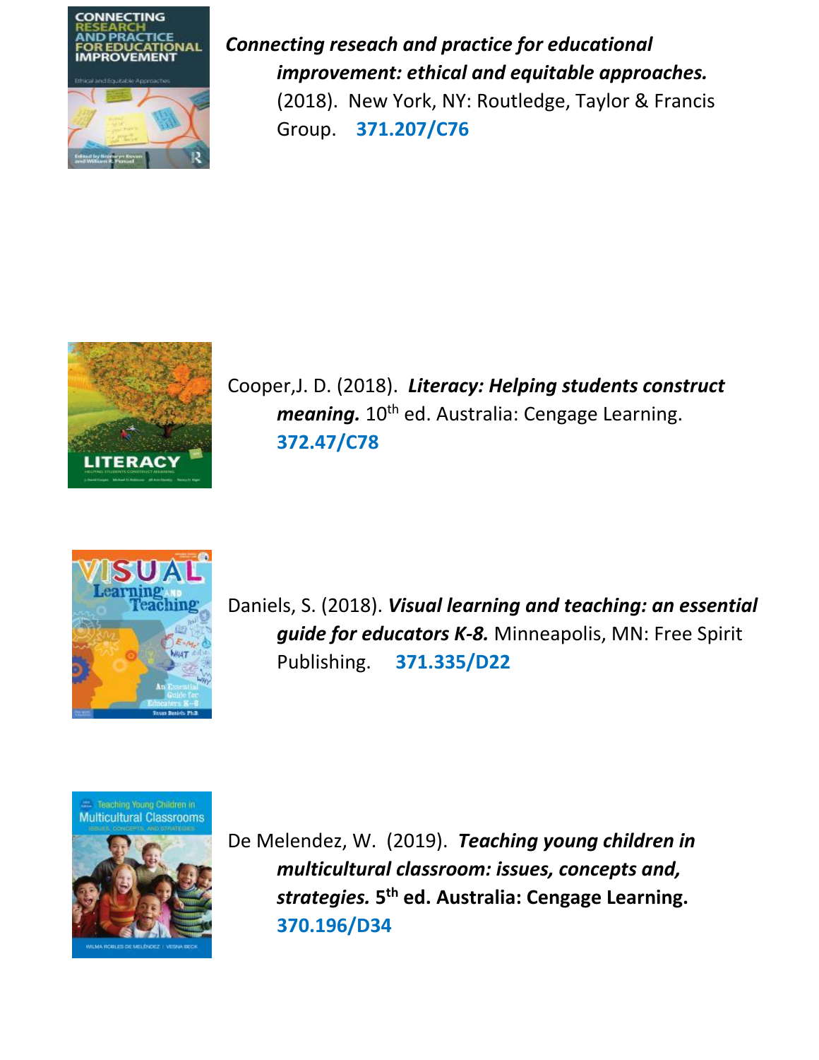***Connecting reseach and practice for educational improvement: ethical and equitable approaches.*** (2018). New York, NY: Routledge, Taylor & Francis Group. **371.207/C76**

Cooper,J. D. (2018). ***Literacy: Helping students construct meaning.*** 10th ed. Australia: Cengage Learning. **372.47/C78**

Daniels, S. (2018). ***Visual learning and teaching: an essential guide for educators K-8.*** Minneapolis, MN: Free Spirit Publishing. **371.335/D22**

De Melendez, W. (2019). ***Teaching young children in multicultural classroom: issues, concepts and, strategies.*** **5th ed. Australia: Cengage Learning.** **370.196/D34**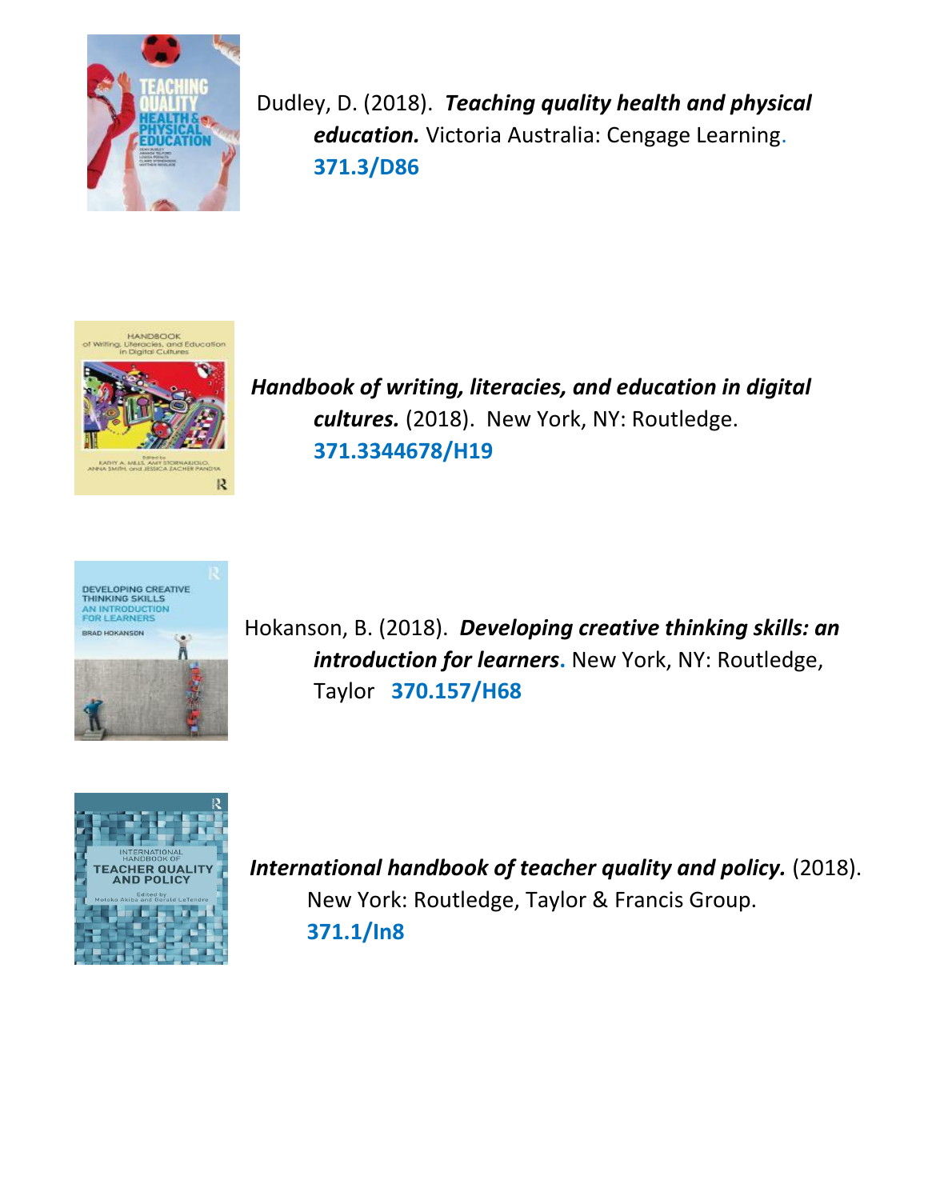Dudley, D. (2018). ***Teaching quality health and physical education.*** Victoria Australia: Cengage Learning. **371.3/D86**

***Handbook of writing, literacies, and education in digital cultures.*** (2018). New York, NY: Routledge. **371.3344678/H19**

Hokanson, B. (2018). ***Developing creative thinking skills: an introduction for learners*.** New York, NY: Routledge, Taylor **370.157/H68**

***International handbook of teacher quality and policy.*** (2018). New York: Routledge, Taylor & Francis Group. **371.1/In8**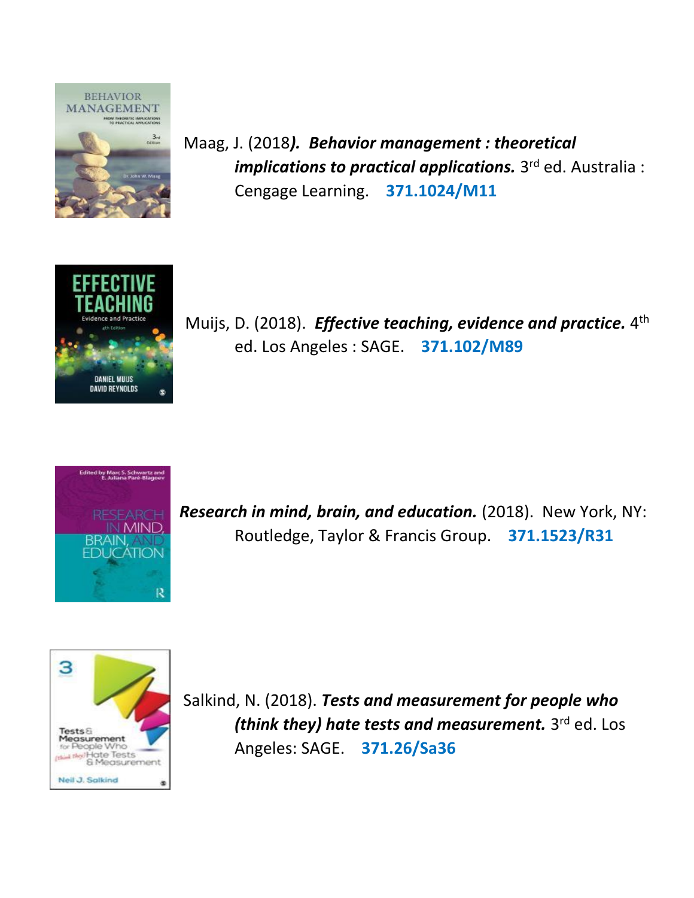Maag, J. (2018). ***Behavior management : theoretical implications to practical applications.*** 3rd ed. Australia : Cengage Learning. **371.1024/M11**

Muijs, D. (2018). ***Effective teaching, evidence and practice.*** 4th ed. Los Angeles : SAGE. **371.102/M89**

***Research in mind, brain, and education.*** (2018). New York, NY: Routledge, Taylor & Francis Group. **371.1523/R31**

Salkind, N. (2018). ***Tests and measurement for people who (think they) hate tests and measurement.*** 3rd ed. Los Angeles: SAGE. **371.26/Sa36**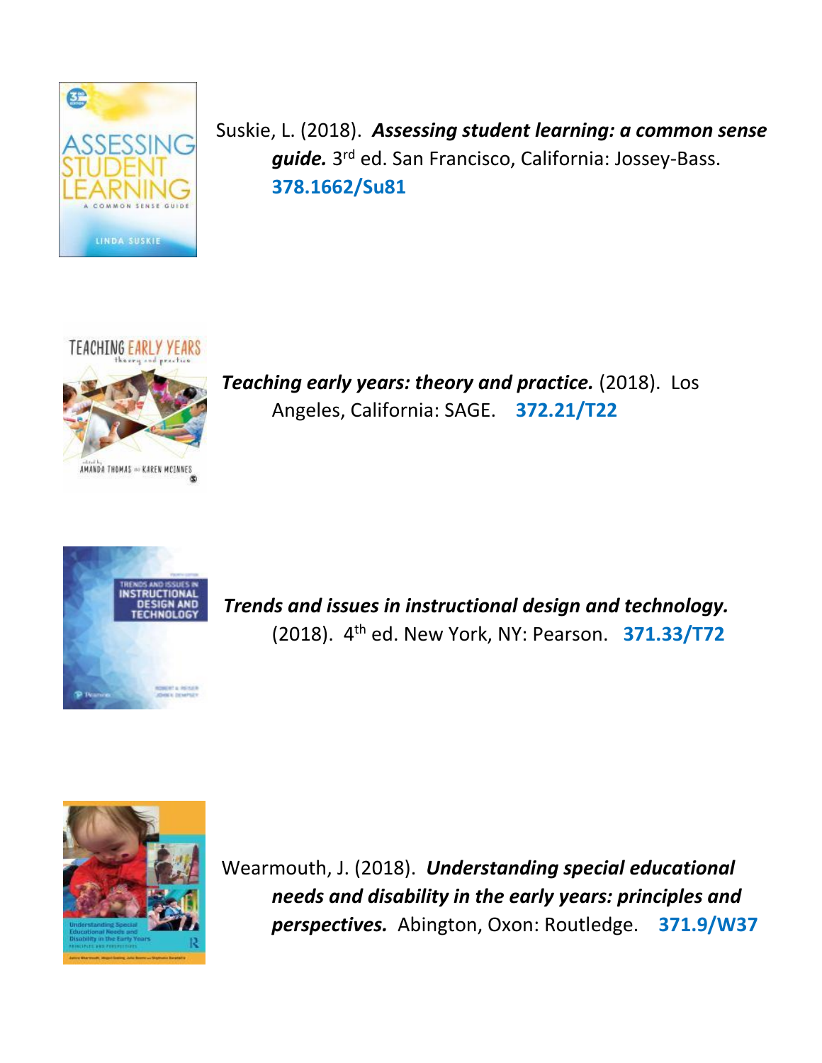Suskie, L. (2018). ***Assessing student learning: a common sense guide.*** 3rd ed. San Francisco, California: Jossey-Bass. **378.1662/Su81**

***Teaching early years: theory and practice.*** (2018). Los Angeles, California: SAGE. **372.21/T22**

***Trends and issues in instructional design and technology.*** (2018). 4th ed. New York, NY: Pearson. **371.33/T72**

Wearmouth, J. (2018). ***Understanding special educational needs and disability in the early years: principles and perspectives.*** Abington, Oxon: Routledge. **371.9/W37**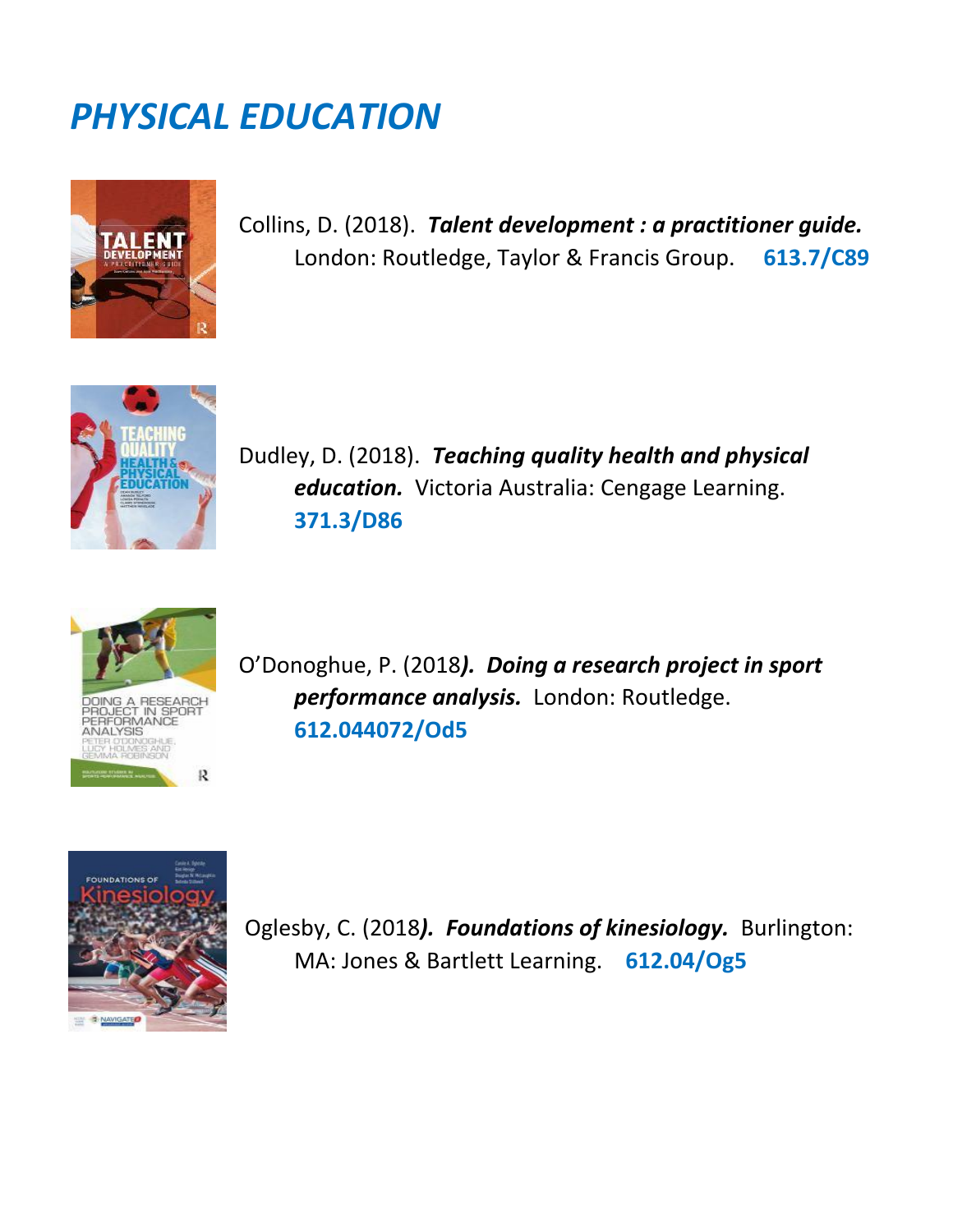# *PHYSICAL EDUCATION*

Collins, D. (2018). ***Talent development : a practitioner guide.*** London: Routledge, Taylor & Francis Group. **613.7/C89**

Dudley, D. (2018). ***Teaching quality health and physical education.*** Victoria Australia: Cengage Learning. **371.3/D86**

O'Donoghue, P. (2018***). Doing a research project in sport performance analysis.*** London: Routledge. **612.044072/Od5**

Oglesby, C. (2018***). Foundations of kinesiology.*** Burlington: MA: Jones & Bartlett Learning. **612.04/Og5**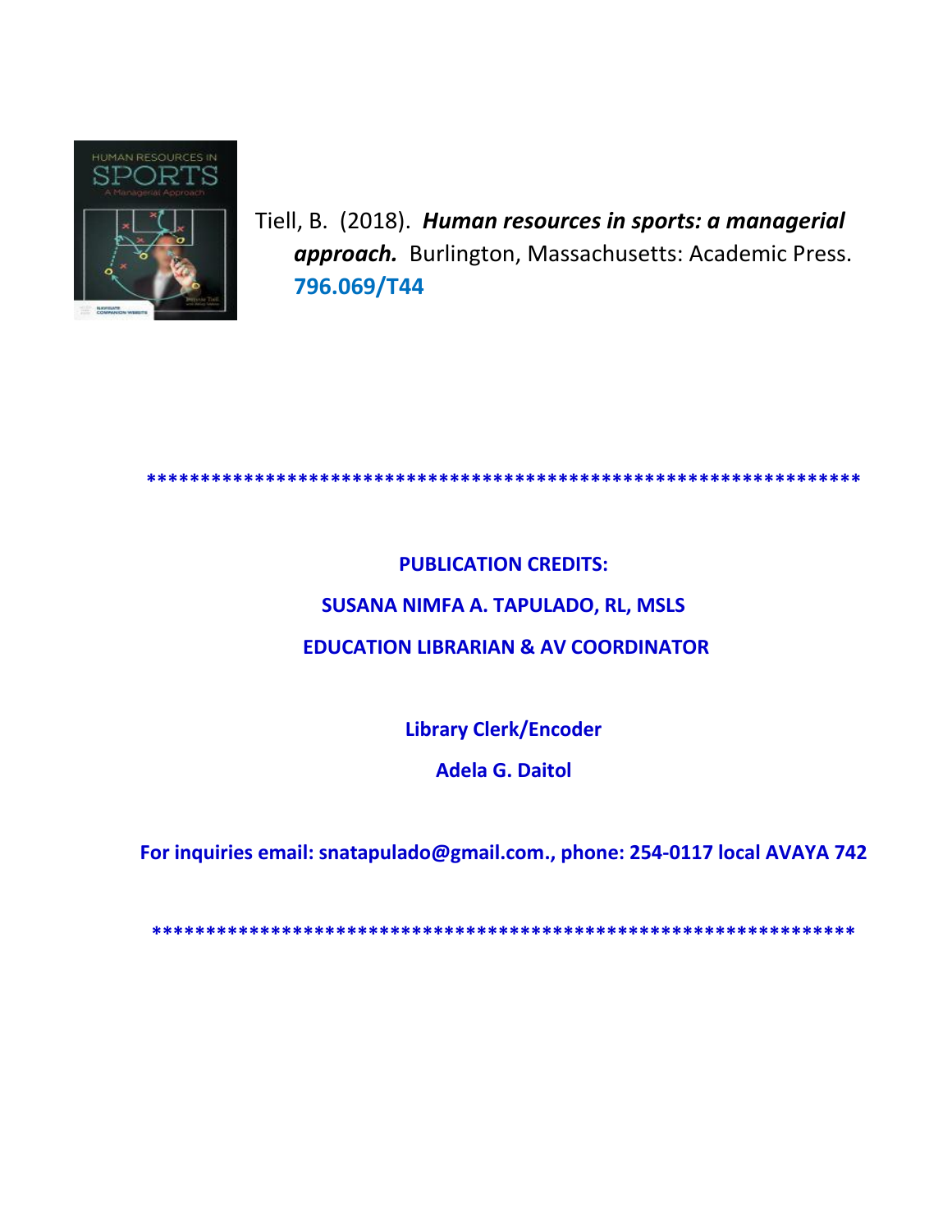Tiell, B. (2018). ***Human resources in sports: a managerial approach.*** Burlington, Massachusetts: Academic Press.
**796.069/T44**

**************************************************************

**PUBLICATION CREDITS:**

**SUSANA NIMFA A. TAPULADO, RL, MSLS**

**EDUCATION LIBRARIAN & AV COORDINATOR**

**Library Clerk/Encoder**

**Adela G. Daitol**

**For inquiries email: snatapulado@gmail.com., phone: 254-0117 local AVAYA 742**

**************************************************************